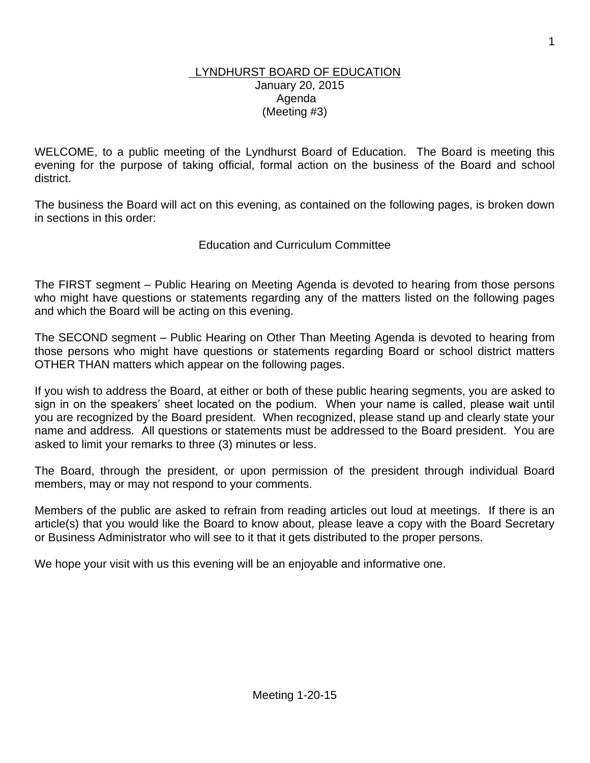# LYNDHURST BOARD OF EDUCATION

January 20, 2015
Agenda
(Meeting #3)

WELCOME, to a public meeting of the Lyndhurst Board of Education. The Board is meeting this evening for the purpose of taking official, formal action on the business of the Board and school district.

The business the Board will act on this evening, as contained on the following pages, is broken down in sections in this order:

Education and Curriculum Committee

The FIRST segment – Public Hearing on Meeting Agenda is devoted to hearing from those persons who might have questions or statements regarding any of the matters listed on the following pages and which the Board will be acting on this evening.

The SECOND segment – Public Hearing on Other Than Meeting Agenda is devoted to hearing from those persons who might have questions or statements regarding Board or school district matters OTHER THAN matters which appear on the following pages.

If you wish to address the Board, at either or both of these public hearing segments, you are asked to sign in on the speakers' sheet located on the podium. When your name is called, please wait until you are recognized by the Board president. When recognized, please stand up and clearly state your name and address. All questions or statements must be addressed to the Board president. You are asked to limit your remarks to three (3) minutes or less.

The Board, through the president, or upon permission of the president through individual Board members, may or may not respond to your comments.

Members of the public are asked to refrain from reading articles out loud at meetings. If there is an article(s) that you would like the Board to know about, please leave a copy with the Board Secretary or Business Administrator who will see to it that it gets distributed to the proper persons.

We hope your visit with us this evening will be an enjoyable and informative one.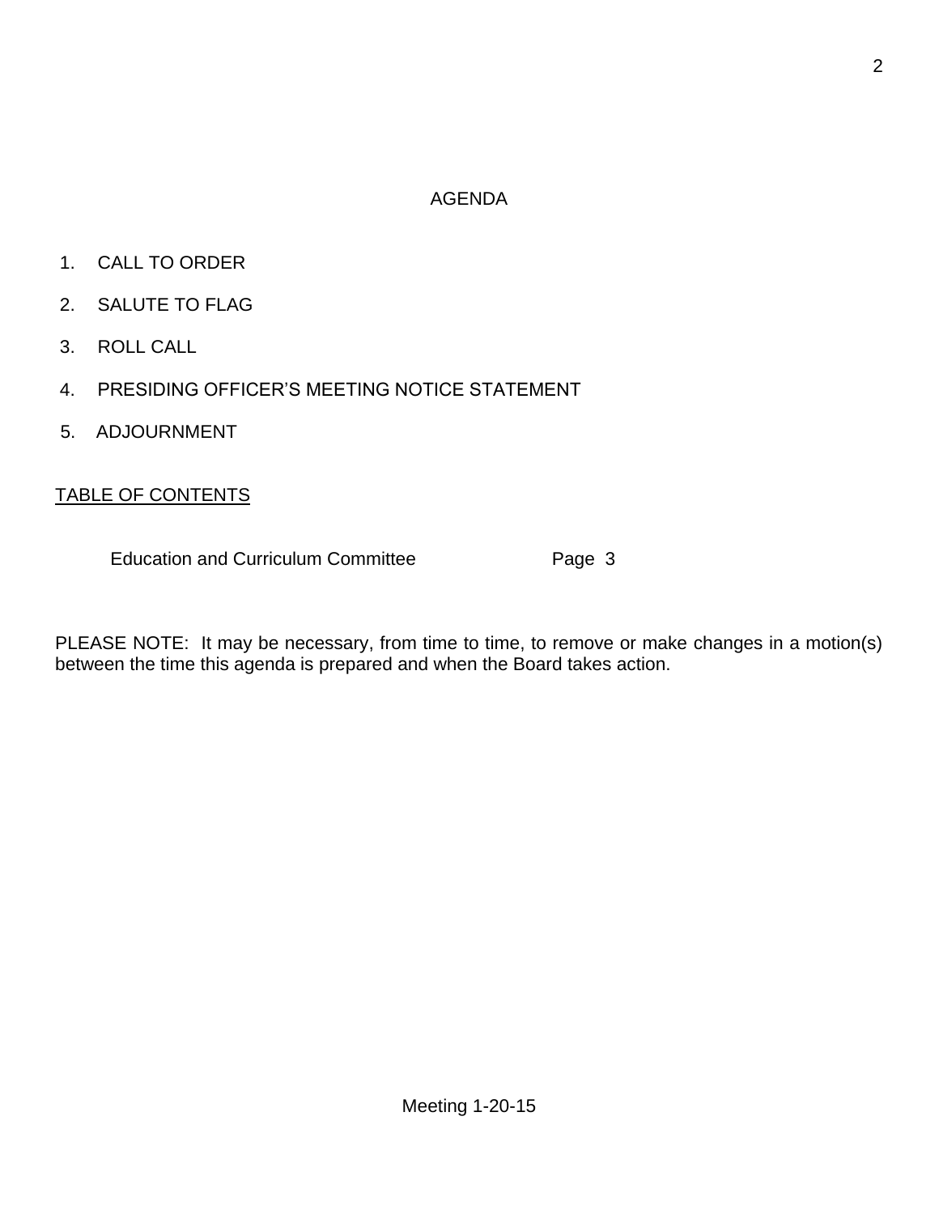# AGENDA

1. CALL TO ORDER
2. SALUTE TO FLAG
3. ROLL CALL
4. PRESIDING OFFICER'S MEETING NOTICE STATEMENT
5. ADJOURNMENT

<u>TABLE OF CONTENTS</u>

Education and Curriculum Committee Page 3

PLEASE NOTE: It may be necessary, from time to time, to remove or make changes in a motion(s) between the time this agenda is prepared and when the Board takes action.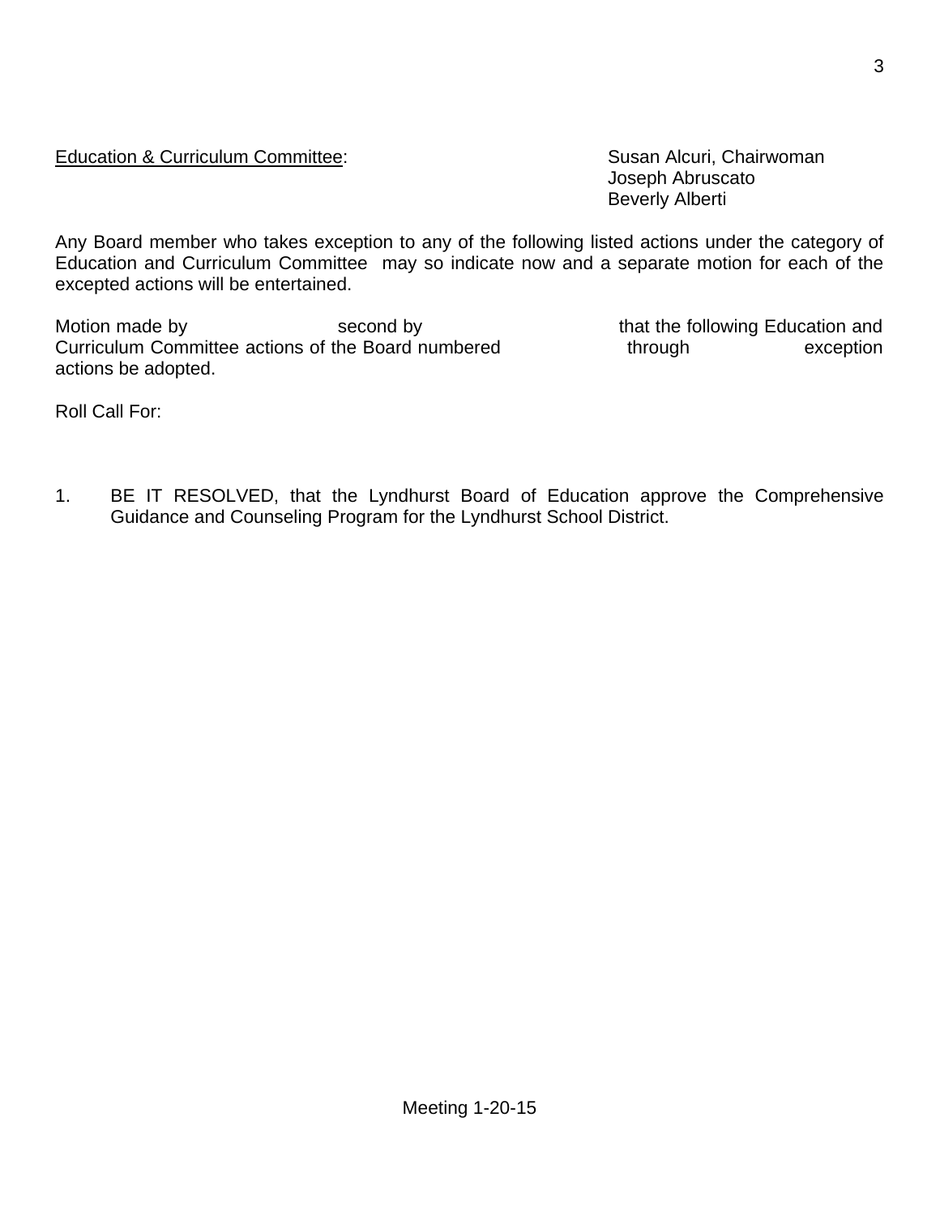<u>Education & Curriculum Committee</u>: Susan Alcuri, Chairwoman
Joseph Abruscato
Beverly Alberti

Any Board member who takes exception to any of the following listed actions under the category of Education and Curriculum Committee may so indicate now and a separate motion for each of the excepted actions will be entertained.

Motion made by second by that the following Education and Curriculum Committee actions of the Board numbered through exception actions be adopted.

Roll Call For:

1. BE IT RESOLVED, that the Lyndhurst Board of Education approve the Comprehensive Guidance and Counseling Program for the Lyndhurst School District.

Meeting 1-20-15